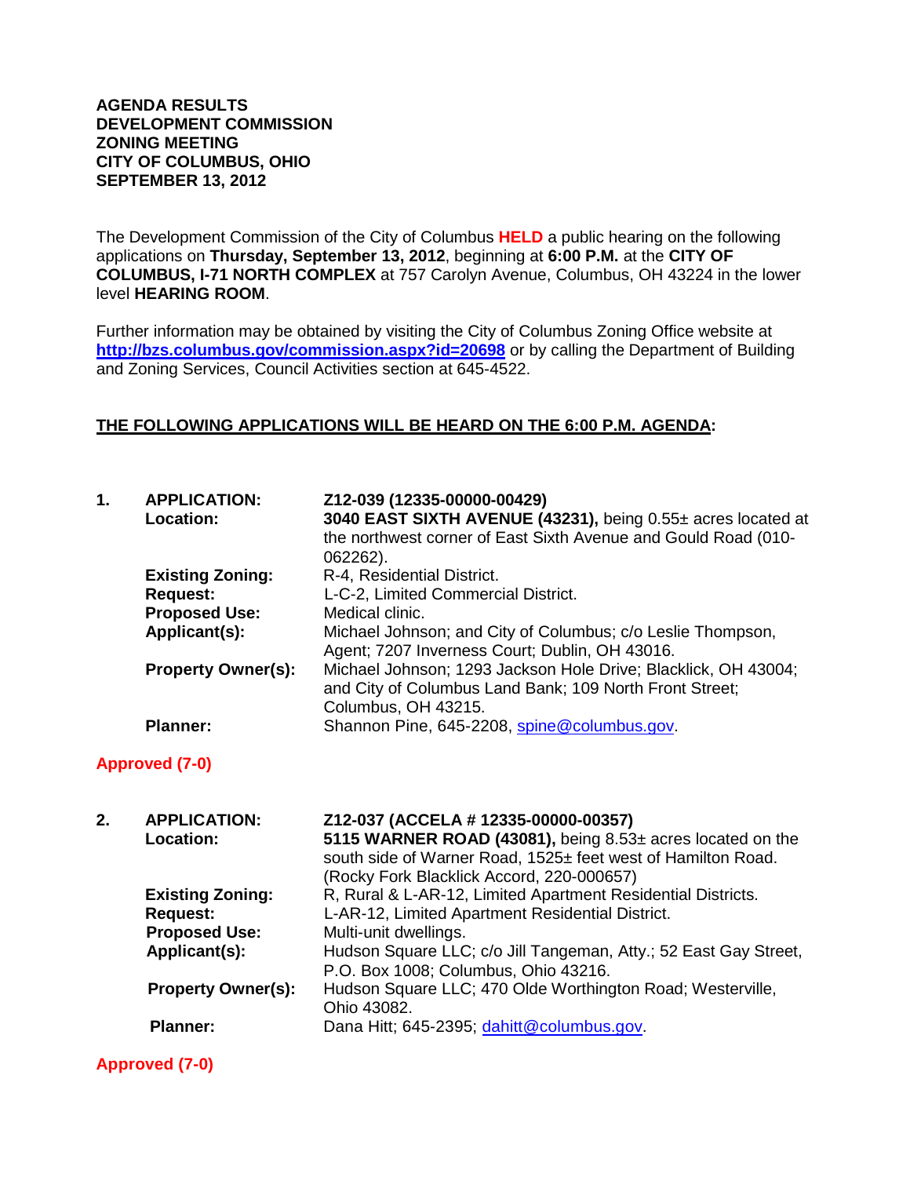**AGENDA RESULTS**
**DEVELOPMENT COMMISSION**
**ZONING MEETING**
**CITY OF COLUMBUS, OHIO**
**SEPTEMBER 13, 2012**

The Development Commission of the City of Columbus **HELD** a public hearing on the following applications on **Thursday, September 13, 2012**, beginning at **6:00 P.M.** at the **CITY OF COLUMBUS, I-71 NORTH COMPLEX** at 757 Carolyn Avenue, Columbus, OH 43224 in the lower level **HEARING ROOM**.

Further information may be obtained by visiting the City of Columbus Zoning Office website at **http://bzs.columbus.gov/commission.aspx?id=20698** or by calling the Department of Building and Zoning Services, Council Activities section at 645-4522.

**THE FOLLOWING APPLICATIONS WILL BE HEARD ON THE 6:00 P.M. AGENDA:**

**1. APPLICATION:** **Z12-039 (12335-00000-00429)**
**Location:** **3040 EAST SIXTH AVENUE (43231),** being 0.55± acres located at the northwest corner of East Sixth Avenue and Gould Road (010-062262).
**Existing Zoning:** R-4, Residential District.
**Request:** L-C-2, Limited Commercial District.
**Proposed Use:** Medical clinic.
**Applicant(s):** Michael Johnson; and City of Columbus; c/o Leslie Thompson, Agent; 7207 Inverness Court; Dublin, OH 43016.
**Property Owner(s):** Michael Johnson; 1293 Jackson Hole Drive; Blacklick, OH 43004; and City of Columbus Land Bank; 109 North Front Street; Columbus, OH 43215.
**Planner:** Shannon Pine, 645-2208, spine@columbus.gov.

**Approved (7-0)**

**2. APPLICATION:** **Z12-037 (ACCELA # 12335-00000-00357)**
**Location:** **5115 WARNER ROAD (43081),** being 8.53± acres located on the south side of Warner Road, 1525± feet west of Hamilton Road. (Rocky Fork Blacklick Accord, 220-000657)
**Existing Zoning:** R, Rural & L-AR-12, Limited Apartment Residential Districts.
**Request:** L-AR-12, Limited Apartment Residential District.
**Proposed Use:** Multi-unit dwellings.
**Applicant(s):** Hudson Square LLC; c/o Jill Tangeman, Atty.; 52 East Gay Street, P.O. Box 1008; Columbus, Ohio 43216.
**Property Owner(s):** Hudson Square LLC; 470 Olde Worthington Road; Westerville, Ohio 43082.
**Planner:** Dana Hitt; 645-2395; dahitt@columbus.gov.

**Approved (7-0)**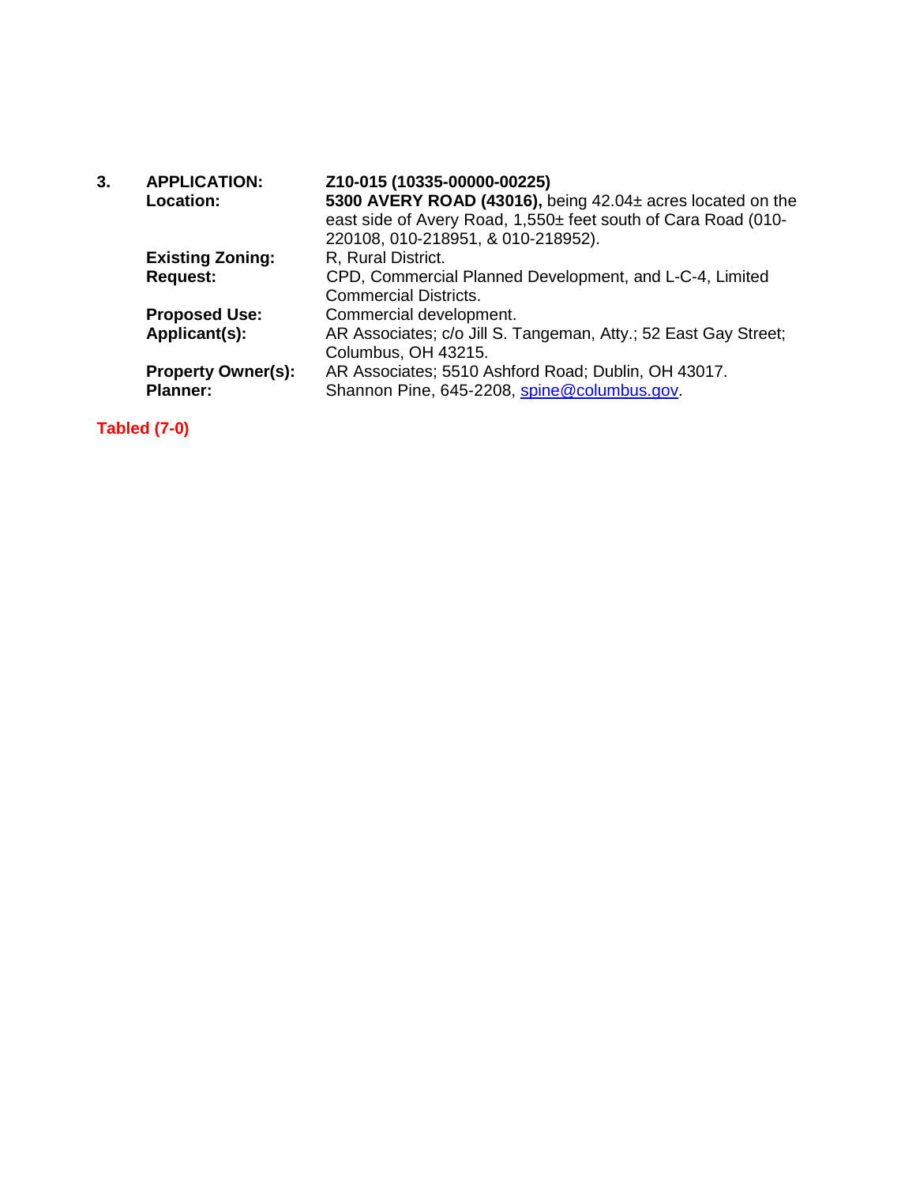**3.** **APPLICATION:** **Z10-015 (10335-00000-00225)**

**Location:** **5300 AVERY ROAD (43016),** being 42.04± acres located on the east side of Avery Road, 1,550± feet south of Cara Road (010-220108, 010-218951, & 010-218952).

**Existing Zoning:** R, Rural District.

**Request:** CPD, Commercial Planned Development, and L-C-4, Limited Commercial Districts.

**Proposed Use:** Commercial development.

**Applicant(s):** AR Associates; c/o Jill S. Tangeman, Atty.; 52 East Gay Street; Columbus, OH 43215.

**Property Owner(s):** AR Associates; 5510 Ashford Road; Dublin, OH 43017.

**Planner:** Shannon Pine, 645-2208, spine@columbus.gov.

**Tabled (7-0)**